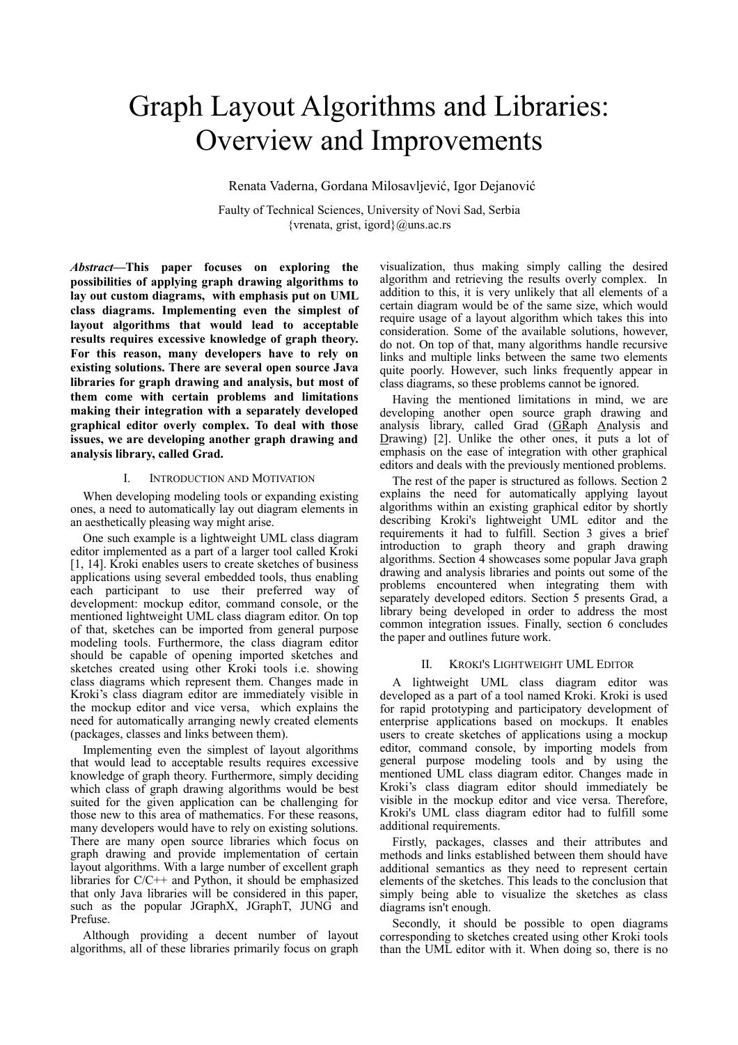# Graph Layout Algorithms and Libraries: Overview and Improvements

Renata Vaderna, Gordana Milosavljević, Igor Dejanović

Faculty of Technical Sciences, University of Novi Sad, Serbia
{vrenata, grist, igord}@uns.ac.rs

***Abstract*—This paper focuses on exploring the possibilities of applying graph drawing algorithms to lay out custom diagrams, with emphasis put on UML class diagrams. Implementing even the simplest of layout algorithms that would lead to acceptable results requires excessive knowledge of graph theory. For this reason, many developers have to rely on existing solutions. There are several open source Java libraries for graph drawing and analysis, but most of them come with certain problems and limitations making their integration with a separately developed graphical editor overly complex. To deal with those issues, we are developing another graph drawing and analysis library, called Grad.**

## I. Introduction and Motivation

When developing modeling tools or expanding existing ones, a need to automatically lay out diagram elements in an aesthetically pleasing way might arise.

One such example is a lightweight UML class diagram editor implemented as a part of a larger tool called Kroki [1, 14]. Kroki enables users to create sketches of business applications using several embedded tools, thus enabling each participant to use their preferred way of development: mockup editor, command console, or the mentioned lightweight UML class diagram editor. On top of that, sketches can be imported from general purpose modeling tools. Furthermore, the class diagram editor should be capable of opening imported sketches and sketches created using other Kroki tools i.e. showing class diagrams which represent them. Changes made in Kroki's class diagram editor are immediately visible in the mockup editor and vice versa, which explains the need for automatically arranging newly created elements (packages, classes and links between them).

Implementing even the simplest of layout algorithms that would lead to acceptable results requires excessive knowledge of graph theory. Furthermore, simply deciding which class of graph drawing algorithms would be best suited for the given application can be challenging for those new to this area of mathematics. For these reasons, many developers would have to rely on existing solutions. There are many open source libraries which focus on graph drawing and provide implementation of certain layout algorithms. With a large number of excellent graph libraries for C/C++ and Python, it should be emphasized that only Java libraries will be considered in this paper, such as the popular JGraphX, JGraphT, JUNG and Prefuse.

Although providing a decent number of layout algorithms, all of these libraries primarily focus on graph visualization, thus making simply calling the desired algorithm and retrieving the results overly complex. In addition to this, it is very unlikely that all elements of a certain diagram would be of the same size, which would require usage of a layout algorithm which takes this into consideration. Some of the available solutions, however, do not. On top of that, many algorithms handle recursive links and multiple links between the same two elements quite poorly. However, such links frequently appear in class diagrams, so these problems cannot be ignored.

Having the mentioned limitations in mind, we are developing another open source graph drawing and analysis library, called Grad (GRaph Analysis and Drawing) [2]. Unlike the other ones, it puts a lot of emphasis on the ease of integration with other graphical editors and deals with the previously mentioned problems.

The rest of the paper is structured as follows. Section 2 explains the need for automatically applying layout algorithms within an existing graphical editor by shortly describing Kroki's lightweight UML editor and the requirements it had to fulfill. Section 3 gives a brief introduction to graph theory and graph drawing algorithms. Section 4 showcases some popular Java graph drawing and analysis libraries and points out some of the problems encountered when integrating them with separately developed editors. Section 5 presents Grad, a library being developed in order to address the most common integration issues. Finally, section 6 concludes the paper and outlines future work.

## II. Kroki's Lightweight UML Editor

A lightweight UML class diagram editor was developed as a part of a tool named Kroki. Kroki is used for rapid prototyping and participatory development of enterprise applications based on mockups. It enables users to create sketches of applications using a mockup editor, command console, by importing models from general purpose modeling tools and by using the mentioned UML class diagram editor. Changes made in Kroki's class diagram editor should immediately be visible in the mockup editor and vice versa. Therefore, Kroki's UML class diagram editor had to fulfill some additional requirements.

Firstly, packages, classes and their attributes and methods and links established between them should have additional semantics as they need to represent certain elements of the sketches. This leads to the conclusion that simply being able to visualize the sketches as class diagrams isn't enough.

Secondly, it should be possible to open diagrams corresponding to sketches created using other Kroki tools than the UML editor with it. When doing so, there is no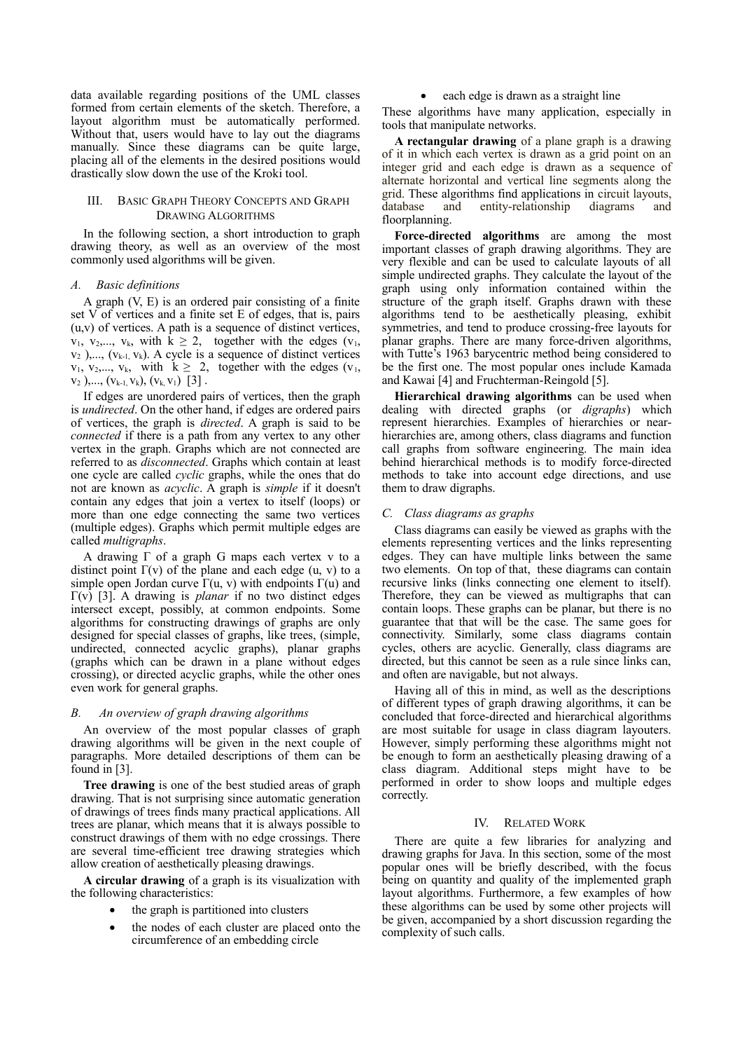data available regarding positions of the UML classes formed from certain elements of the sketch. Therefore, a layout algorithm must be automatically performed. Without that, users would have to lay out the diagrams manually. Since these diagrams can be quite large, placing all of the elements in the desired positions would drastically slow down the use of the Kroki tool.

## III. Basic Graph Theory Concepts and Graph Drawing Algorithms

In the following section, a short introduction to graph drawing theory, as well as an overview of the most commonly used algorithms will be given.

### *A. Basic definitions*

A graph (V, E) is an ordered pair consisting of a finite set V of vertices and a finite set E of edges, that is, pairs (u,v) of vertices. A path is a sequence of distinct vertices, $v_1, v_2, ..., v_k$, with $k \geq 2$, together with the edges $(v_1, v_2), ..., (v_{k-1}, v_k)$. A cycle is a sequence of distinct vertices $v_1, v_2, ..., v_k$, with $k \geq 2$, together with the edges $(v_1, v_2), ..., (v_{k-1}, v_k), (v_k, v_1)$ [3].

If edges are unordered pairs of vertices, then the graph is *undirected*. On the other hand, if edges are ordered pairs of vertices, the graph is *directed*. A graph is said to be *connected* if there is a path from any vertex to any other vertex in the graph. Graphs which are not connected are referred to as *disconnected*. Graphs which contain at least one cycle are called *cyclic* graphs, while the ones that do not are known as *acyclic*. A graph is *simple* if it doesn't contain any edges that join a vertex to itself (loops) or more than one edge connecting the same two vertices (multiple edges). Graphs which permit multiple edges are called *multigraphs*.

A drawing $\Gamma$ of a graph G maps each vertex v to a distinct point $\Gamma(v)$ of the plane and each edge (u, v) to a simple open Jordan curve $\Gamma(u, v)$ with endpoints $\Gamma(u)$ and $\Gamma(v)$ [3]. A drawing is *planar* if no two distinct edges intersect except, possibly, at common endpoints. Some algorithms for constructing drawings of graphs are only designed for special classes of graphs, like trees, (simple, undirected, connected acyclic graphs), planar graphs (graphs which can be drawn in a plane without edges crossing), or directed acyclic graphs, while the other ones even work for general graphs.

### *B. An overview of graph drawing algorithms*

An overview of the most popular classes of graph drawing algorithms will be given in the next couple of paragraphs. More detailed descriptions of them can be found in [3].

**Tree drawing** is one of the best studied areas of graph drawing. That is not surprising since automatic generation of drawings of trees finds many practical applications. All trees are planar, which means that it is always possible to construct drawings of them with no edge crossings. There are several time-efficient tree drawing strategies which allow creation of aesthetically pleasing drawings.

**A circular drawing** of a graph is its visualization with the following characteristics:

- the graph is partitioned into clusters
- the nodes of each cluster are placed onto the circumference of an embedding circle
- each edge is drawn as a straight line

These algorithms have many application, especially in tools that manipulate networks.

**A rectangular drawing** of a plane graph is a drawing of it in which each vertex is drawn as a grid point on an integer grid and each edge is drawn as a sequence of alternate horizontal and vertical line segments along the grid. These algorithms find applications in circuit layouts, database and entity-relationship diagrams and floorplanning.

**Force-directed algorithms** are among the most important classes of graph drawing algorithms. They are very flexible and can be used to calculate layouts of all simple undirected graphs. They calculate the layout of the graph using only information contained within the structure of the graph itself. Graphs drawn with these algorithms tend to be aesthetically pleasing, exhibit symmetries, and tend to produce crossing-free layouts for planar graphs. There are many force-driven algorithms, with Tutte's 1963 barycentric method being considered to be the first one. The most popular ones include Kamada and Kawai [4] and Fruchterman-Reingold [5].

**Hierarchical drawing algorithms** can be used when dealing with directed graphs (or *digraphs*) which represent hierarchies. Examples of hierarchies or near-hierarchies are, among others, class diagrams and function call graphs from software engineering. The main idea behind hierarchical methods is to modify force-directed methods to take into account edge directions, and use them to draw digraphs.

### *C. Class diagrams as graphs*

Class diagrams can easily be viewed as graphs with the elements representing vertices and the links representing edges. They can have multiple links between the same two elements. On top of that, these diagrams can contain recursive links (links connecting one element to itself). Therefore, they can be viewed as multigraphs that can contain loops. These graphs can be planar, but there is no guarantee that that will be the case. The same goes for connectivity. Similarly, some class diagrams contain cycles, others are acyclic. Generally, class diagrams are directed, but this cannot be seen as a rule since links can, and often are navigable, but not always.

Having all of this in mind, as well as the descriptions of different types of graph drawing algorithms, it can be concluded that force-directed and hierarchical algorithms are most suitable for usage in class diagram layouters. However, simply performing these algorithms might not be enough to form an aesthetically pleasing drawing of a class diagram. Additional steps might have to be performed in order to show loops and multiple edges correctly.

## IV. Related Work

There are quite a few libraries for analyzing and drawing graphs for Java. In this section, some of the most popular ones will be briefly described, with the focus being on quantity and quality of the implemented graph layout algorithms. Furthermore, a few examples of how these algorithms can be used by some other projects will be given, accompanied by a short discussion regarding the complexity of such calls.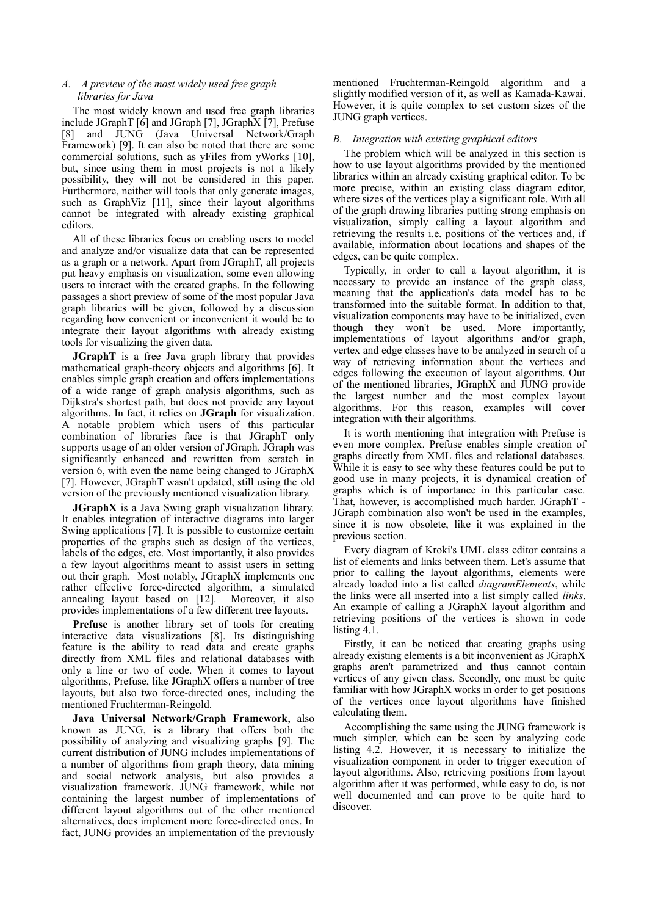### A. A preview of the most widely used free graph libraries for Java

The most widely known and used free graph libraries include JGraphT [6] and JGraph [7], JGraphX [7], Prefuse [8] and JUNG (Java Universal Network/Graph Framework) [9]. It can also be noted that there are some commercial solutions, such as yFiles from yWorks [10], but, since using them in most projects is not a likely possibility, they will not be considered in this paper. Furthermore, neither will tools that only generate images, such as GraphViz [11], since their layout algorithms cannot be integrated with already existing graphical editors.

All of these libraries focus on enabling users to model and analyze and/or visualize data that can be represented as a graph or a network. Apart from JGraphT, all projects put heavy emphasis on visualization, some even allowing users to interact with the created graphs. In the following passages a short preview of some of the most popular Java graph libraries will be given, followed by a discussion regarding how convenient or inconvenient it would be to integrate their layout algorithms with already existing tools for visualizing the given data.

**JGraphT** is a free Java graph library that provides mathematical graph-theory objects and algorithms [6]. It enables simple graph creation and offers implementations of a wide range of graph analysis algorithms, such as Dijkstra's shortest path, but does not provide any layout algorithms. In fact, it relies on **JGraph** for visualization. A notable problem which users of this particular combination of libraries face is that JGraphT only supports usage of an older version of JGraph. JGraph was significantly enhanced and rewritten from scratch in version 6, with even the name being changed to JGraphX [7]. However, JGraphT wasn't updated, still using the old version of the previously mentioned visualization library.

**JGraphX** is a Java Swing graph visualization library. It enables integration of interactive diagrams into larger Swing applications [7]. It is possible to customize certain properties of the graphs such as design of the vertices, labels of the edges, etc. Most importantly, it also provides a few layout algorithms meant to assist users in setting out their graph. Most notably, JGraphX implements one rather effective force-directed algorithm, a simulated annealing layout based on [12]. Moreover, it also provides implementations of a few different tree layouts.

**Prefuse** is another library set of tools for creating interactive data visualizations [8]. Its distinguishing feature is the ability to read data and create graphs directly from XML files and relational databases with only a line or two of code. When it comes to layout algorithms, Prefuse, like JGraphX offers a number of tree layouts, but also two force-directed ones, including the mentioned Fruchterman-Reingold.

**Java Universal Network/Graph Framework**, also known as JUNG, is a library that offers both the possibility of analyzing and visualizing graphs [9]. The current distribution of JUNG includes implementations of a number of algorithms from graph theory, data mining and social network analysis, but also provides a visualization framework. JUNG framework, while not containing the largest number of implementations of different layout algorithms out of the other mentioned alternatives, does implement more force-directed ones. In fact, JUNG provides an implementation of the previously mentioned Fruchterman-Reingold algorithm and a slightly modified version of it, as well as Kamada-Kawai. However, it is quite complex to set custom sizes of the JUNG graph vertices.

### B. Integration with existing graphical editors

The problem which will be analyzed in this section is how to use layout algorithms provided by the mentioned libraries within an already existing graphical editor. To be more precise, within an existing class diagram editor, where sizes of the vertices play a significant role. With all of the graph drawing libraries putting strong emphasis on visualization, simply calling a layout algorithm and retrieving the results i.e. positions of the vertices and, if available, information about locations and shapes of the edges, can be quite complex.

Typically, in order to call a layout algorithm, it is necessary to provide an instance of the graph class, meaning that the application's data model has to be transformed into the suitable format. In addition to that, visualization components may have to be initialized, even though they won't be used. More importantly, implementations of layout algorithms and/or graph, vertex and edge classes have to be analyzed in search of a way of retrieving information about the vertices and edges following the execution of layout algorithms. Out of the mentioned libraries, JGraphX and JUNG provide the largest number and the most complex layout algorithms. For this reason, examples will cover integration with their algorithms.

It is worth mentioning that integration with Prefuse is even more complex. Prefuse enables simple creation of graphs directly from XML files and relational databases. While it is easy to see why these features could be put to good use in many projects, it is dynamical creation of graphs which is of importance in this particular case. That, however, is accomplished much harder. JGraphT - JGraph combination also won't be used in the examples, since it is now obsolete, like it was explained in the previous section.

Every diagram of Kroki's UML class editor contains a list of elements and links between them. Let's assume that prior to calling the layout algorithms, elements were already loaded into a list called *diagramElements*, while the links were all inserted into a list simply called *links*. An example of calling a JGraphX layout algorithm and retrieving positions of the vertices is shown in code listing 4.1.

Firstly, it can be noticed that creating graphs using already existing elements is a bit inconvenient as JGraphX graphs aren't parametrized and thus cannot contain vertices of any given class. Secondly, one must be quite familiar with how JGraphX works in order to get positions of the vertices once layout algorithms have finished calculating them.

Accomplishing the same using the JUNG framework is much simpler, which can be seen by analyzing code listing 4.2. However, it is necessary to initialize the visualization component in order to trigger execution of layout algorithms. Also, retrieving positions from layout algorithm after it was performed, while easy to do, is not well documented and can prove to be quite hard to discover.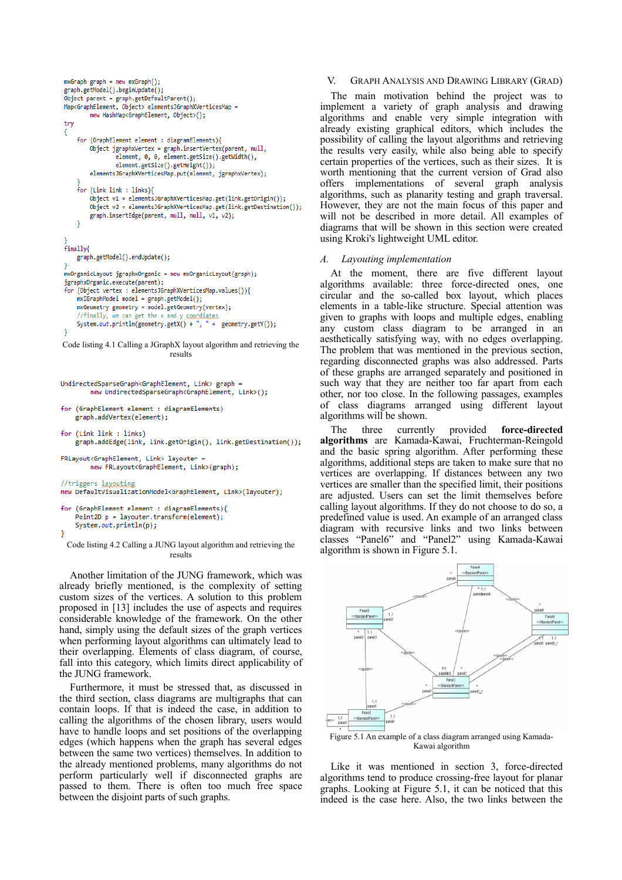```
mxGraph graph = new mxGraph();
graph.getModel().beginUpdate();
Object parent = graph.getDefaultParent();
Map<GraphElement, Object> elementsJGraphXVerticesMap =
        new HashMap<GraphElement, Object>();
try
{
    for (GraphElement element : diagramElements){
        Object jgraphxVertex = graph.insertVertex(parent, null,
                element, 0, 0, element.getSize().getWidth(),
                element.getSize().getHeight());
        elementsJGraphXVerticesMap.put(element, jgraphxVertex);
    }
    for (Link link : links){
        Object v1 = elementsJGraphXVerticesMap.get(link.getOrigin());
        Object v2 = elementsJGraphXVerticesMap.get(link.getDestination());
        graph.insertEdge(parent, null, null, v1, v2);
    }

}
finally{
    graph.getModel().endUpdate();
}
mxOrganicLayout jgraphxOrganic = new mxOrganicLayout(graph);
jgraphxOrganic.execute(parent);
for (Object vertex : elementsJGraphXVerticesMap.values()){
    mxIGraphModel model = graph.getModel();
    mxGeometry geometry = model.getGeometry(vertex);
    //finally, we can get the x and y coordiates
    System.out.println(geometry.getX() + ", " + geometry.getY());
}
```

Code listing 4.1 Calling a JGraphX layout algorithm and retrieving the results

```
UndirectedSparseGraph<GraphElement, Link> graph =
        new UndirectedSparseGraph<GraphElement, Link>();

for (GraphElement element : diagramElements)
    graph.addVertex(element);

for (Link link : links)
    graph.addEdge(link, link.getOrigin(), link.getDestination());

FRLayout<GraphElement, Link> layouter =
        new FRLayout<GraphElement, Link>(graph);

//triggers layouting
new DefaultVisualizationModel<GraphElement, Link>(layouter);

for (GraphElement element : diagramElements){
    Point2D p = layouter.transform(element);
    System.out.println(p);
}
```

Code listing 4.2 Calling a JUNG layout algorithm and retrieving the results

Another limitation of the JUNG framework, which was already briefly mentioned, is the complexity of setting custom sizes of the vertices. A solution to this problem proposed in [13] includes the use of aspects and requires considerable knowledge of the framework. On the other hand, simply using the default sizes of the graph vertices when performing layout algorithms can ultimately lead to their overlapping. Elements of class diagram, of course, fall into this category, which limits direct applicability of the JUNG framework.

Furthermore, it must be stressed that, as discussed in the third section, class diagrams are multigraphs that can contain loops. If that is indeed the case, in addition to calling the algorithms of the chosen library, users would have to handle loops and set positions of the overlapping edges (which happens when the graph has several edges between the same two vertices) themselves. In addition to the already mentioned problems, many algorithms do not perform particularly well if disconnected graphs are passed to them. There is often too much free space between the disjoint parts of such graphs.

## V. Graph Analysis and Drawing Library (GRAD)

The main motivation behind the project was to implement a variety of graph analysis and drawing algorithms and enable very simple integration with already existing graphical editors, which includes the possibility of calling the layout algorithms and retrieving the results very easily, while also being able to specify certain properties of the vertices, such as their sizes. It is worth mentioning that the current version of Grad also offers implementations of several graph analysis algorithms, such as planarity testing and graph traversal. However, they are not the main focus of this paper and will not be described in more detail. All examples of diagrams that will be shown in this section were created using Kroki's lightweight UML editor.

### *A. Layouting implementation*

At the moment, there are five different layout algorithms available: three force-directed ones, one circular and the so-called box layout, which places elements in a table-like structure. Special attention was given to graphs with loops and multiple edges, enabling any custom class diagram to be arranged in an aesthetically satisfying way, with no edges overlapping. The problem that was mentioned in the previous section, regarding disconnected graphs was also addressed. Parts of these graphs are arranged separately and positioned in such way that they are neither too far apart from each other, nor too close. In the following passages, examples of class diagrams arranged using different layout algorithms will be shown.

The three currently provided **force-directed algorithms** are Kamada-Kawai, Fruchterman-Reingold and the basic spring algorithm. After performing these algorithms, additional steps are taken to make sure that no vertices are overlapping. If distances between any two vertices are smaller than the specified limit, their positions are adjusted. Users can set the limit themselves before calling layout algorithms. If they do not choose to do so, a predefined value is used. An example of an arranged class diagram with recursive links and two links between classes "Panel6" and "Panel2" using Kamada-Kawai algorithm is shown in Figure 5.1.

Figure 5.1 An example of a class diagram arranged using Kamada-Kawai algorithm

Like it was mentioned in section 3, force-directed algorithms tend to produce crossing-free layout for planar graphs. Looking at Figure 5.1, it can be noticed that this indeed is the case here. Also, the two links between the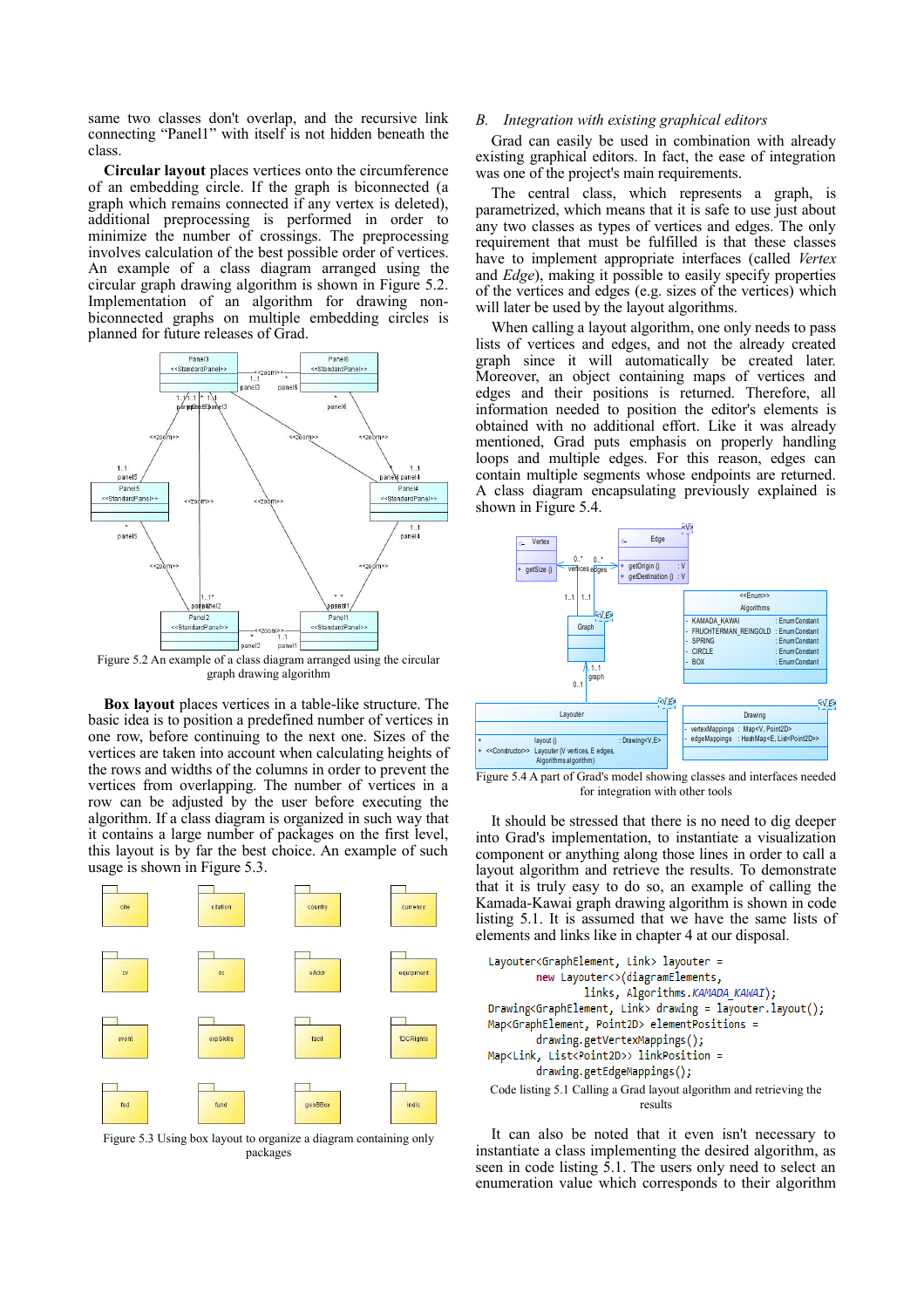same two classes don't overlap, and the recursive link connecting “Panel1” with itself is not hidden beneath the class.

**Circular layout** places vertices onto the circumference of an embedding circle. If the graph is biconnected (a graph which remains connected if any vertex is deleted), additional preprocessing is performed in order to minimize the number of crossings. The preprocessing involves calculation of the best possible order of vertices. An example of a class diagram arranged using the circular graph drawing algorithm is shown in Figure 5.2. Implementation of an algorithm for drawing non-biconnected graphs on multiple embedding circles is planned for future releases of Grad.

Figure 5.2 An example of a class diagram arranged using the circular graph drawing algorithm

**Box layout** places vertices in a table-like structure. The basic idea is to position a predefined number of vertices in one row, before continuing to the next one. Sizes of the vertices are taken into account when calculating heights of the rows and widths of the columns in order to prevent the vertices from overlapping. The number of vertices in a row can be adjusted by the user before executing the algorithm. If a class diagram is organized in such way that it contains a large number of packages on the first level, this layout is by far the best choice. An example of such usage is shown in Figure 5.3.

Figure 5.3 Using box layout to organize a diagram containing only packages

### B. *Integration with existing graphical editors*

Grad can easily be used in combination with already existing graphical editors. In fact, the ease of integration was one of the project's main requirements.

The central class, which represents a graph, is parametrized, which means that it is safe to use just about any two classes as types of vertices and edges. The only requirement that must be fulfilled is that these classes have to implement appropriate interfaces (called *Vertex* and *Edge*), making it possible to easily specify properties of the vertices and edges (e.g. sizes of the vertices) which will later be used by the layout algorithms.

When calling a layout algorithm, one only needs to pass lists of vertices and edges, and not the already created graph since it will automatically be created later. Moreover, an object containing maps of vertices and edges and their positions is returned. Therefore, all information needed to position the editor's elements is obtained with no additional effort. Like it was already mentioned, Grad puts emphasis on properly handling loops and multiple edges. For this reason, edges can contain multiple segments whose endpoints are returned. A class diagram encapsulating previously explained is shown in Figure 5.4.

Figure 5.4 A part of Grad's model showing classes and interfaces needed for integration with other tools

It should be stressed that there is no need to dig deeper into Grad's implementation, to instantiate a visualization component or anything along those lines in order to call a layout algorithm and retrieve the results. To demonstrate that it is truly easy to do so, an example of calling the Kamada-Kawai graph drawing algorithm is shown in code listing 5.1. It is assumed that we have the same lists of elements and links like in chapter 4 at our disposal.

```
Layouter<GraphElement, Link> layouter =
        new Layouter<>(diagramElements,
                links, Algorithms.KAMADA_KAWAI);
Drawing<GraphElement, Link> drawing = layouter.layout();
Map<GraphElement, Point2D> elementPositions =
        drawing.getVertexMappings();
Map<Link, List<Point2D>> linkPosition =
        drawing.getEdgeMappings();
```

Code listing 5.1 Calling a Grad layout algorithm and retrieving the results

It can also be noted that it even isn't necessary to instantiate a class implementing the desired algorithm, as seen in code listing 5.1. The users only need to select an enumeration value which corresponds to their algorithm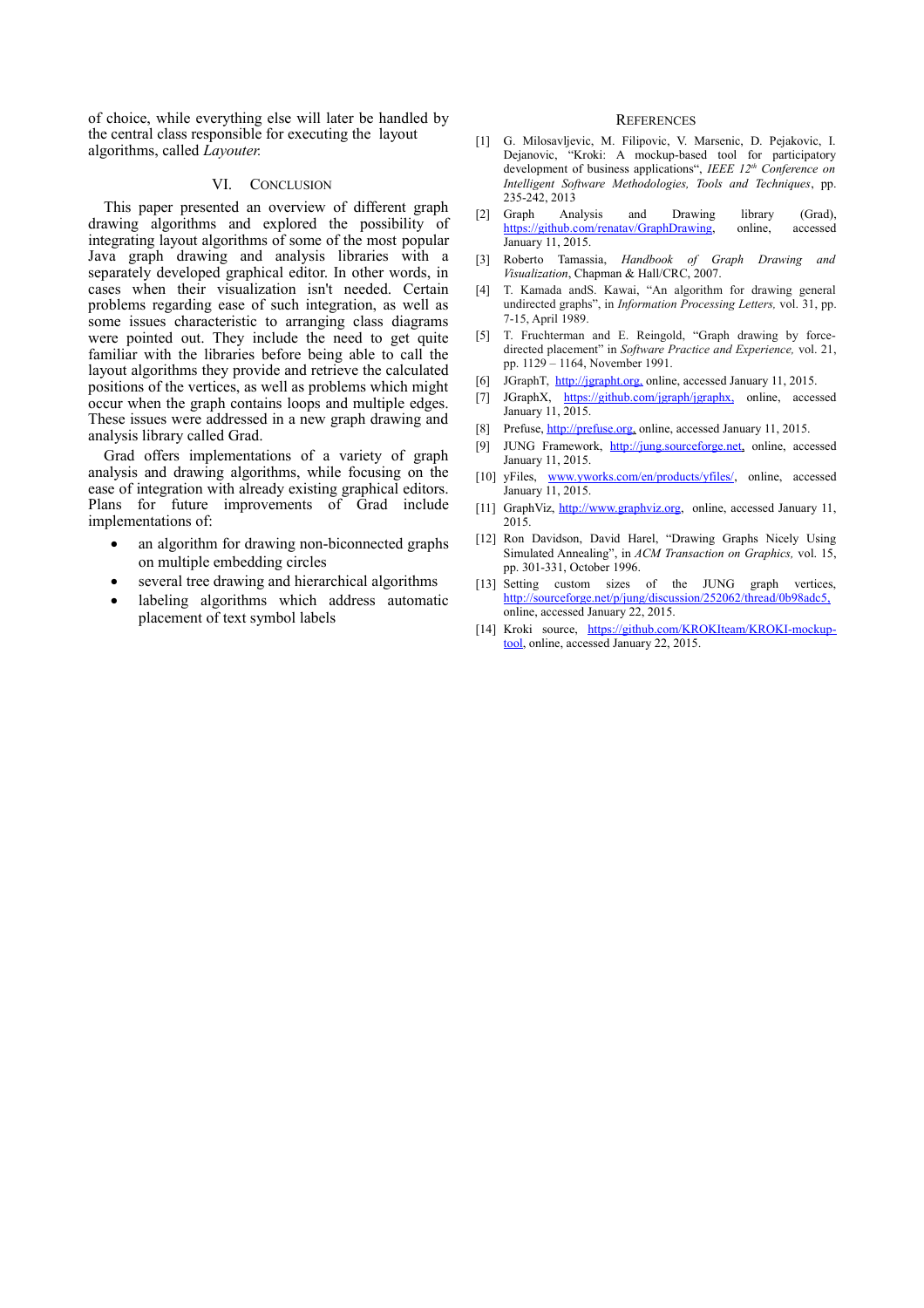of choice, while everything else will later be handled by the central class responsible for executing the layout algorithms, called *Layouter.*

## VI. Conclusion

This paper presented an overview of different graph drawing algorithms and explored the possibility of integrating layout algorithms of some of the most popular Java graph drawing and analysis libraries with a separately developed graphical editor. In other words, in cases when their visualization isn't needed. Certain problems regarding ease of such integration, as well as some issues characteristic to arranging class diagrams were pointed out. They include the need to get quite familiar with the libraries before being able to call the layout algorithms they provide and retrieve the calculated positions of the vertices, as well as problems which might occur when the graph contains loops and multiple edges. These issues were addressed in a new graph drawing and analysis library called Grad.

Grad offers implementations of a variety of graph analysis and drawing algorithms, while focusing on the ease of integration with already existing graphical editors. Plans for future improvements of Grad include implementations of:

- an algorithm for drawing non-biconnected graphs on multiple embedding circles
- several tree drawing and hierarchical algorithms
- labeling algorithms which address automatic placement of text symbol labels

## References

[1] G. Milosavljevic, M. Filipovic, V. Marsenic, D. Pejakovic, I. Dejanovic, "Kroki: A mockup-based tool for participatory development of business applications", *IEEE 12th Conference on Intelligent Software Methodologies, Tools and Techniques*, pp. 235-242, 2013

[2] Graph Analysis and Drawing library (Grad), https://github.com/renatav/GraphDrawing, online, accessed January 11, 2015.

[3] Roberto Tamassia, *Handbook of Graph Drawing and Visualization*, Chapman & Hall/CRC, 2007.

[4] T. Kamada andS. Kawai, "An algorithm for drawing general undirected graphs", in *Information Processing Letters,* vol. 31, pp. 7-15, April 1989.

[5] T. Fruchterman and E. Reingold, "Graph drawing by force-directed placement" in *Software Practice and Experience,* vol. 21, pp. 1129 – 1164, November 1991.

[6] JGraphT, http://jgrapht.org, online, accessed January 11, 2015.

[7] JGraphX, https://github.com/jgraph/jgraphx, online, accessed January 11, 2015.

[8] Prefuse, http://prefuse.org, online, accessed January 11, 2015.

[9] JUNG Framework, http://jung.sourceforge.net, online, accessed January 11, 2015.

[10] yFiles, www.yworks.com/en/products/yfiles/, online, accessed January 11, 2015.

[11] GraphViz, http://www.graphviz.org, online, accessed January 11, 2015.

[12] Ron Davidson, David Harel, "Drawing Graphs Nicely Using Simulated Annealing", in *ACM Transaction on Graphics,* vol. 15, pp. 301-331, October 1996.

[13] Setting custom sizes of the JUNG graph vertices, http://sourceforge.net/p/jung/discussion/252062/thread/0b98adc5, online, accessed January 22, 2015.

[14] Kroki source, https://github.com/KROKIteam/KROKI-mockup-tool, online, accessed January 22, 2015.